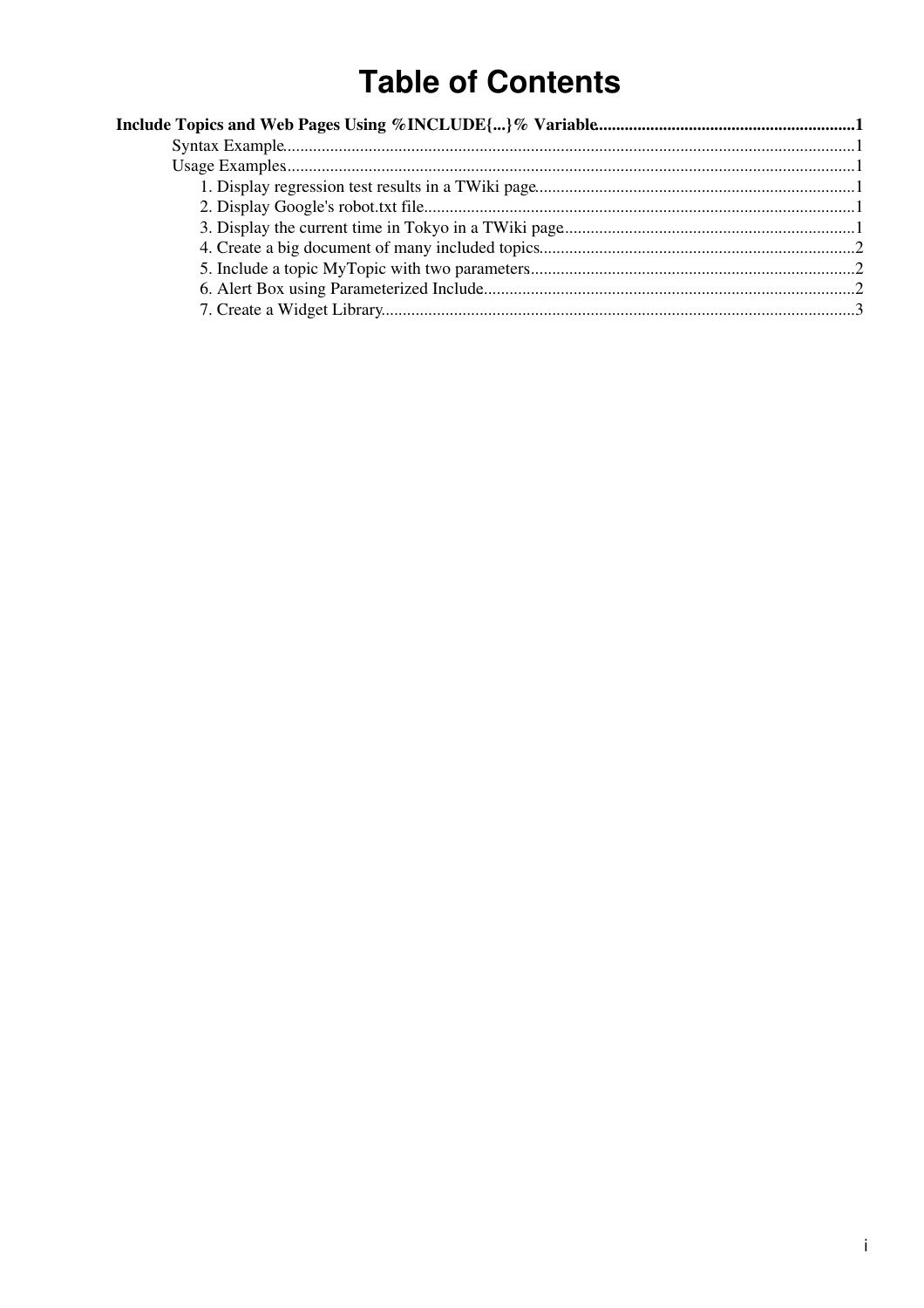# Table of Contents

**Include Topics and Web Pages Using %INCLUDE{...}% Variable**.....1

- Syntax Example.....1
- Usage Examples.....1
  - 1. Display regression test results in a TWiki page.....1
  - 2. Display Google's robot.txt file.....1
  - 3. Display the current time in Tokyo in a TWiki page.....1
  - 4. Create a big document of many included topics.....2
  - 5. Include a topic MyTopic with two parameters.....2
  - 6. Alert Box using Parameterized Include.....2
  - 7. Create a Widget Library.....3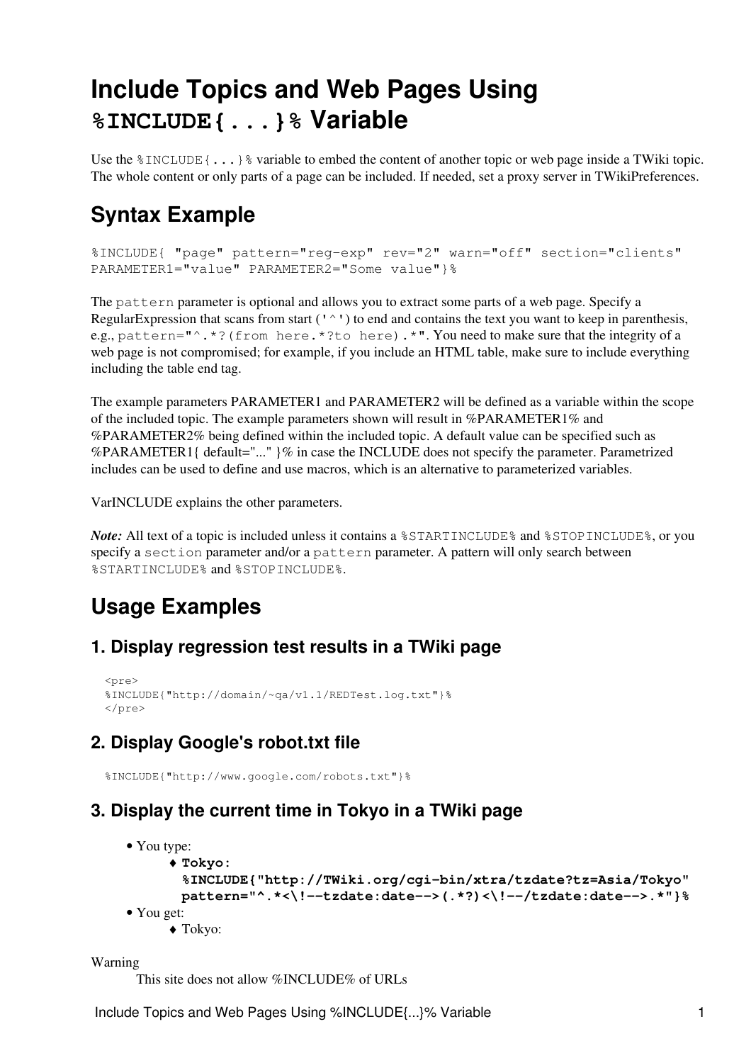# Include Topics and Web Pages Using `%INCLUDE{...}%` Variable

Use the `%INCLUDE{...}%` variable to embed the content of another topic or web page inside a TWiki topic. The whole content or only parts of a page can be included. If needed, set a proxy server in TWikiPreferences.

## Syntax Example

```
%INCLUDE{ "page" pattern="reg-exp" rev="2" warn="off" section="clients"
PARAMETER1="value" PARAMETER2="Some value"}%
```

The `pattern` parameter is optional and allows you to extract some parts of a web page. Specify a RegularExpression that scans from start (`'^'`) to end and contains the text you want to keep in parenthesis, e.g., `pattern="^.*?(from here.*?to here).*"`. You need to make sure that the integrity of a web page is not compromised; for example, if you include an HTML table, make sure to include everything including the table end tag.

The example parameters PARAMETER1 and PARAMETER2 will be defined as a variable within the scope of the included topic. The example parameters shown will result in %PARAMETER1% and %PARAMETER2% being defined within the included topic. A default value can be specified such as %PARAMETER1{ default="..." }% in case the INCLUDE does not specify the parameter. Parametrized includes can be used to define and use macros, which is an alternative to parameterized variables.

VarINCLUDE explains the other parameters.

***Note:*** All text of a topic is included unless it contains a `%STARTINCLUDE%` and `%STOPINCLUDE%`, or you specify a `section` parameter and/or a `pattern` parameter. A pattern will only search between `%STARTINCLUDE%` and `%STOPINCLUDE%`.

## Usage Examples

### 1. Display regression test results in a TWiki page

```
<pre>
%INCLUDE{"http://domain/~qa/v1.1/REDTest.log.txt"}%
</pre>
```

### 2. Display Google's robot.txt file

```
%INCLUDE{"http://www.google.com/robots.txt"}%
```

### 3. Display the current time in Tokyo in a TWiki page

- You type:
  - **`Tokyo: %INCLUDE{"http://TWiki.org/cgi-bin/xtra/tzdate?tz=Asia/Tokyo" pattern="^.*<\!--tzdate:date-->(.*?)<\!--/tzdate:date-->.*"}%`**
- You get:
  - Tokyo:

Warning
This site does not allow %INCLUDE% of URLs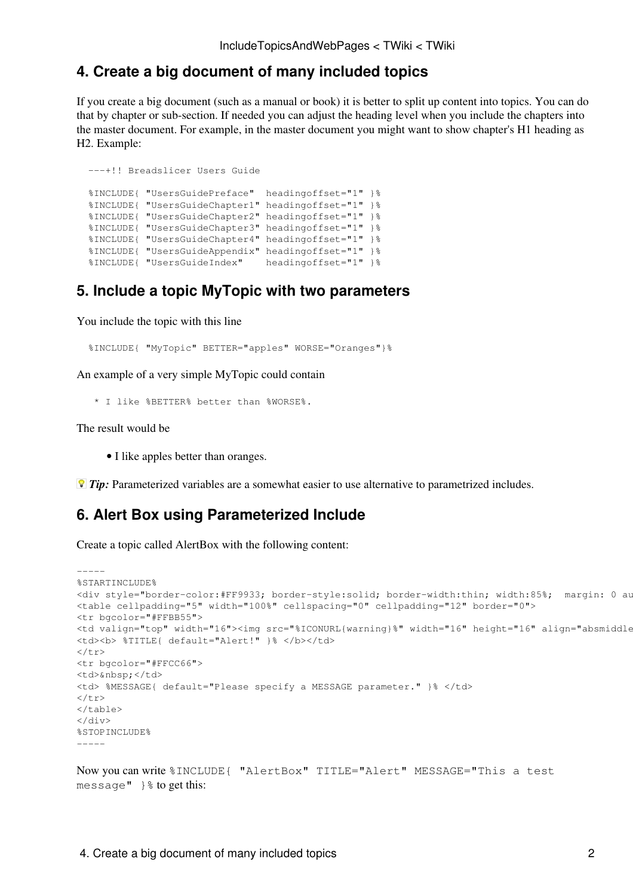## 4. Create a big document of many included topics

If you create a big document (such as a manual or book) it is better to split up content into topics. You can do that by chapter or sub-section. If needed you can adjust the heading level when you include the chapters into the master document. For example, in the master document you might want to show chapter's H1 heading as H2. Example:

```
---+!! Breadslicer Users Guide

%INCLUDE{ "UsersGuidePreface"  headingoffset="1" }%
%INCLUDE{ "UsersGuideChapter1" headingoffset="1" }%
%INCLUDE{ "UsersGuideChapter2" headingoffset="1" }%
%INCLUDE{ "UsersGuideChapter3" headingoffset="1" }%
%INCLUDE{ "UsersGuideChapter4" headingoffset="1" }%
%INCLUDE{ "UsersGuideAppendix" headingoffset="1" }%
%INCLUDE{ "UsersGuideIndex"    headingoffset="1" }%
```

## 5. Include a topic MyTopic with two parameters

You include the topic with this line

```
%INCLUDE{ "MyTopic" BETTER="apples" WORSE="Oranges"}%
```

An example of a very simple MyTopic could contain

```
   * I like %BETTER% better than %WORSE%.
```

The result would be

- I like apples better than oranges.

***Tip:*** Parameterized variables are a somewhat easier to use alternative to parametrized includes.

## 6. Alert Box using Parameterized Include

Create a topic called AlertBox with the following content:

```
-----
%STARTINCLUDE%
<div style="border-color:#FF9933; border-style:solid; border-width:thin; width:85%;  margin: 0 au
<table cellpadding="5" width="100%" cellspacing="0" cellpadding="12" border="0">
<tr bgcolor="#FFBB55">
<td valign="top" width="16"><img src="%ICONURL{warning}%" width="16" height="16" align="absmiddle
<td><b> %TITLE{ default="Alert!" }% </b></td>
</tr>
<tr bgcolor="#FFCC66">
<td>&nbsp;</td>
<td> %MESSAGE{ default="Please specify a MESSAGE parameter." }% </td>
</tr>
</table>
</div>
%STOPINCLUDE%
-----
```

Now you can write `%INCLUDE{ "AlertBox" TITLE="Alert" MESSAGE="This a test message" }%` to get this: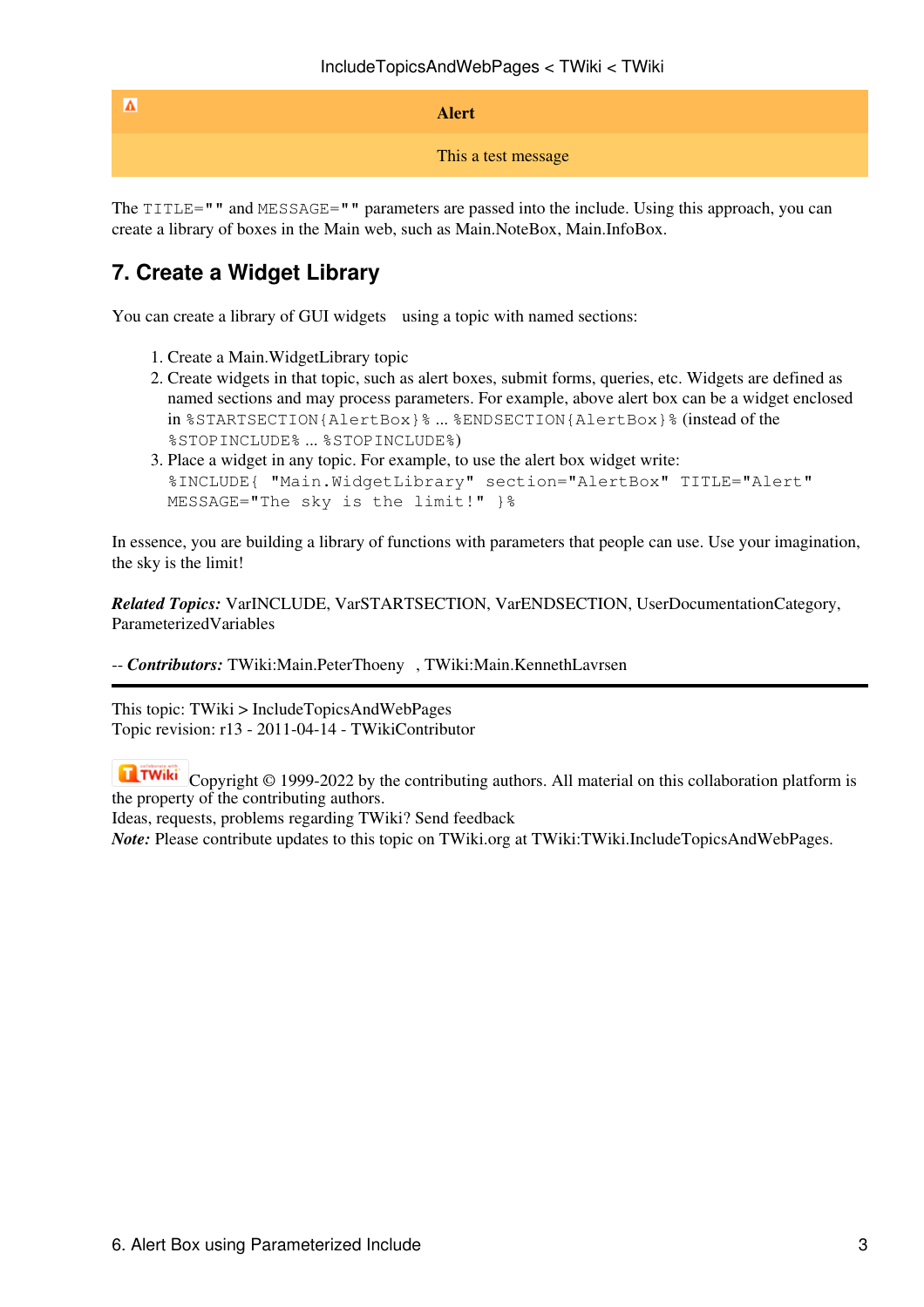| | Alert |
|---|---|
| | This a test message |

The `TITLE=""` and `MESSAGE=""` parameters are passed into the include. Using this approach, you can create a library of boxes in the Main web, such as Main.NoteBox, Main.InfoBox.

## 7. Create a Widget Library

You can create a library of GUI widgets using a topic with named sections:

1. Create a Main.WidgetLibrary topic
2. Create widgets in that topic, such as alert boxes, submit forms, queries, etc. Widgets are defined as named sections and may process parameters. For example, above alert box can be a widget enclosed in `%STARTSECTION{AlertBox}%` ... `%ENDSECTION{AlertBox}%` (instead of the `%STOPINCLUDE%` ... `%STOPINCLUDE%`)
3. Place a widget in any topic. For example, to use the alert box widget write:
   `%INCLUDE{ "Main.WidgetLibrary" section="AlertBox" TITLE="Alert" MESSAGE="The sky is the limit!" }%`

In essence, you are building a library of functions with parameters that people can use. Use your imagination, the sky is the limit!

***Related Topics:*** VarINCLUDE, VarSTARTSECTION, VarENDSECTION, UserDocumentationCategory, ParameterizedVariables

-- ***Contributors:*** TWiki:Main.PeterThoeny , TWiki:Main.KennethLavrsen

---

This topic: TWiki > IncludeTopicsAndWebPages
Topic revision: r13 - 2011-04-14 - TWikiContributor

Copyright © 1999-2022 by the contributing authors. All material on this collaboration platform is the property of the contributing authors.
Ideas, requests, problems regarding TWiki? Send feedback
***Note:*** Please contribute updates to this topic on TWiki.org at TWiki:TWiki.IncludeTopicsAndWebPages.